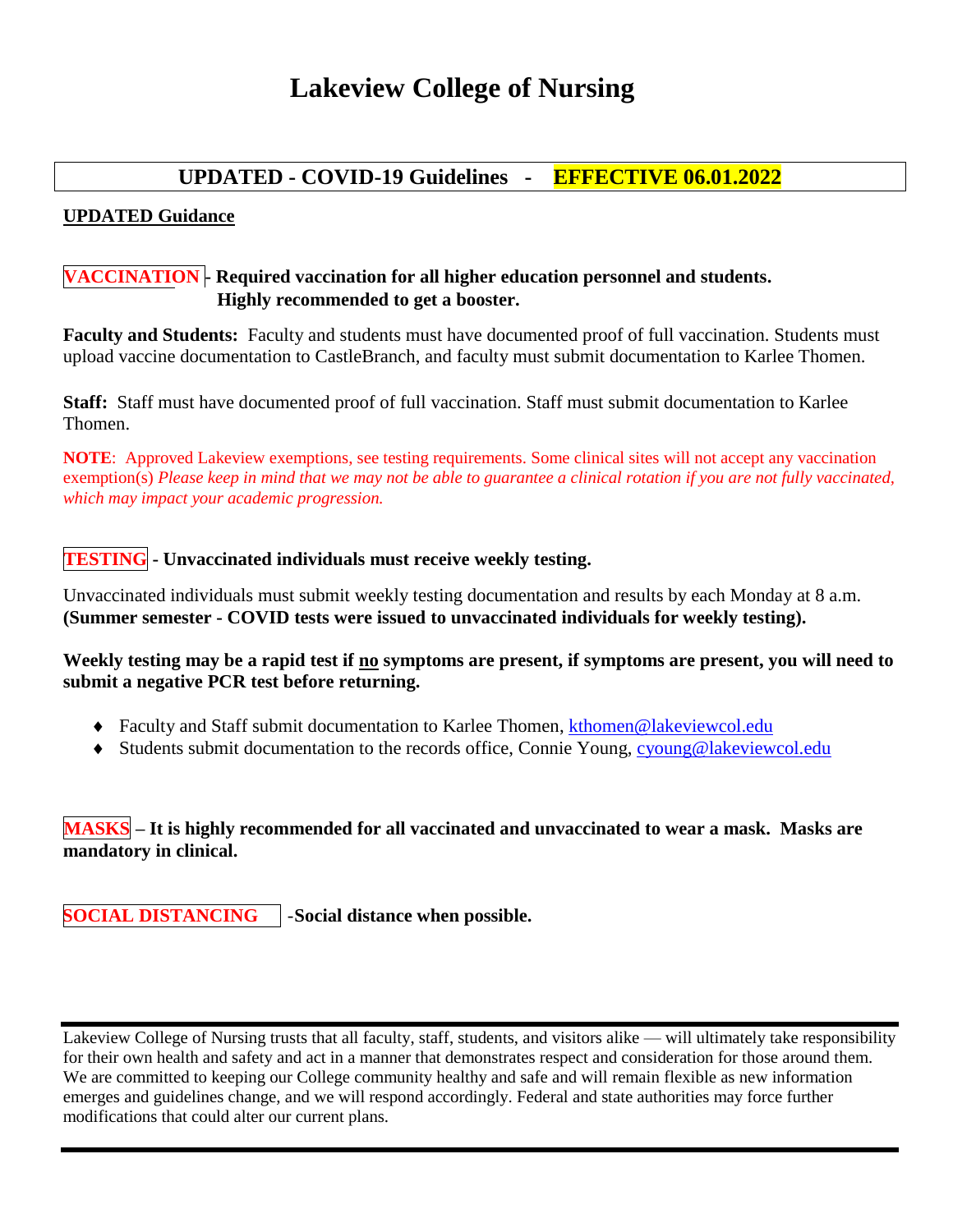# Lakeview College of Nursing

## UPDATED - COVID-19 Guidelines - EFFECTIVE 06.01.2022

**UPDATED Guidance**

**VACCINATION - Required vaccination for all higher education personnel and students. Highly recommended to get a booster.**

**Faculty and Students:** Faculty and students must have documented proof of full vaccination. Students must upload vaccine documentation to CastleBranch, and faculty must submit documentation to Karlee Thomen.

**Staff:** Staff must have documented proof of full vaccination. Staff must submit documentation to Karlee Thomen.

**NOTE**: Approved Lakeview exemptions, see testing requirements. Some clinical sites will not accept any vaccination exemption(s) *Please keep in mind that we may not be able to guarantee a clinical rotation if you are not fully vaccinated, which may impact your academic progression.*

**TESTING - Unvaccinated individuals must receive weekly testing.**

Unvaccinated individuals must submit weekly testing documentation and results by each Monday at 8 a.m. **(Summer semester - COVID tests were issued to unvaccinated individuals for weekly testing).**

**Weekly testing may be a rapid test if <u>no</u> symptoms are present, if symptoms are present, you will need to submit a negative PCR test before returning.**

- Faculty and Staff submit documentation to Karlee Thomen, kthomen@lakeviewcol.edu
- Students submit documentation to the records office, Connie Young, cyoung@lakeviewcol.edu

**MASKS – It is highly recommended for all vaccinated and unvaccinated to wear a mask. Masks are mandatory in clinical.**

**SOCIAL DISTANCING -Social distance when possible.**

---

Lakeview College of Nursing trusts that all faculty, staff, students, and visitors alike — will ultimately take responsibility for their own health and safety and act in a manner that demonstrates respect and consideration for those around them. We are committed to keeping our College community healthy and safe and will remain flexible as new information emerges and guidelines change, and we will respond accordingly. Federal and state authorities may force further modifications that could alter our current plans.

---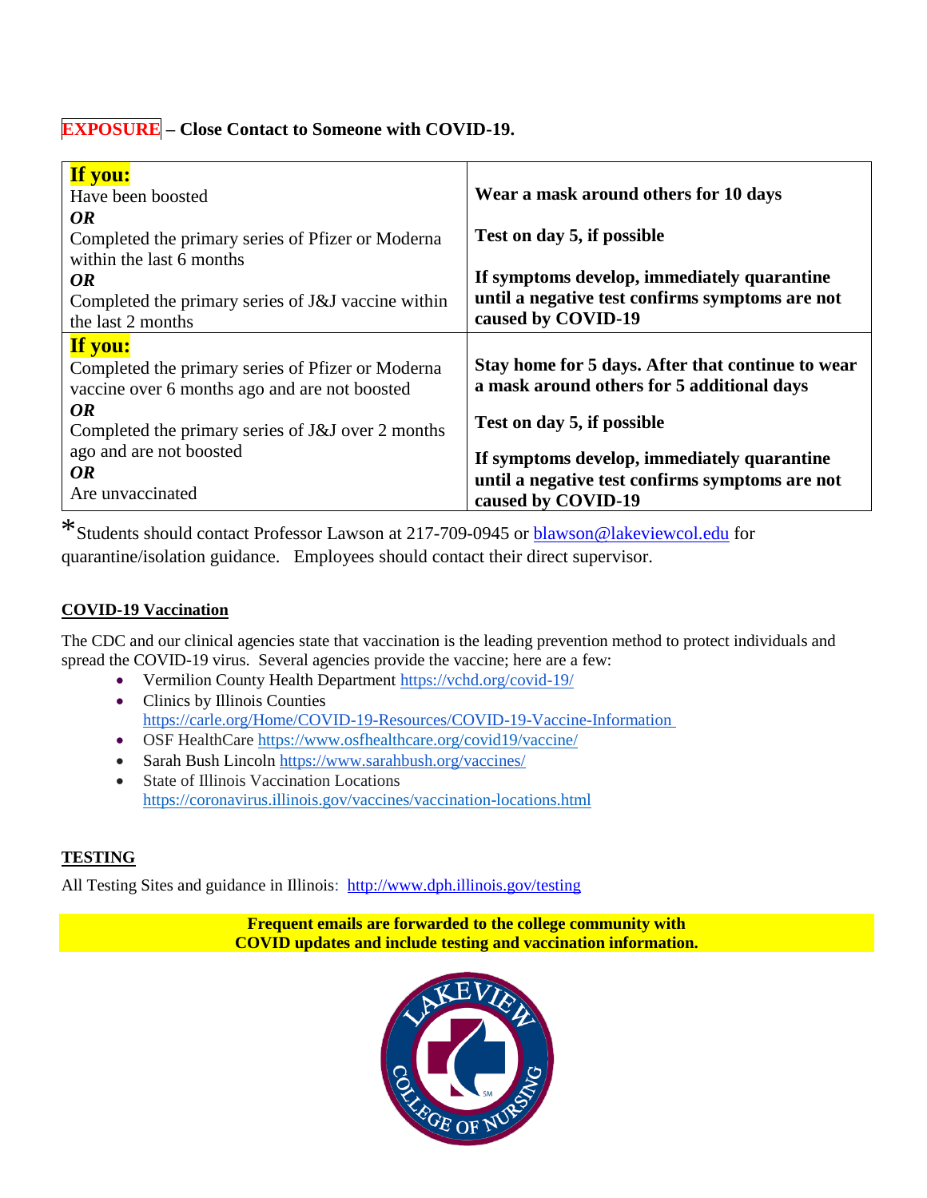**EXPOSURE – Close Contact to Someone with COVID-19.**

| If you: | |
|---|---|
| Have been boosted<br>***OR***<br>Completed the primary series of Pfizer or Moderna within the last 6 months<br>***OR***<br>Completed the primary series of J&J vaccine within the last 2 months | **Wear a mask around others for 10 days**<br><br>**Test on day 5, if possible**<br><br>**If symptoms develop, immediately quarantine until a negative test confirms symptoms are not caused by COVID-19** |
| **If you:**<br>Completed the primary series of Pfizer or Moderna vaccine over 6 months ago and are not boosted<br>***OR***<br>Completed the primary series of J&J over 2 months ago and are not boosted<br>***OR***<br>Are unvaccinated | **Stay home for 5 days. After that continue to wear a mask around others for 5 additional days**<br><br>**Test on day 5, if possible**<br><br>**If symptoms develop, immediately quarantine until a negative test confirms symptoms are not caused by COVID-19** |

*Students should contact Professor Lawson at 217-709-0945 or blawson@lakeviewcol.edu for quarantine/isolation guidance. Employees should contact their direct supervisor.

## COVID-19 Vaccination

The CDC and our clinical agencies state that vaccination is the leading prevention method to protect individuals and spread the COVID-19 virus. Several agencies provide the vaccine; here are a few:

- Vermilion County Health Department https://vchd.org/covid-19/
- Clinics by Illinois Counties https://carle.org/Home/COVID-19-Resources/COVID-19-Vaccine-Information
- OSF HealthCare https://www.osfhealthcare.org/covid19/vaccine/
- Sarah Bush Lincoln https://www.sarahbush.org/vaccines/
- State of Illinois Vaccination Locations https://coronavirus.illinois.gov/vaccines/vaccination-locations.html

## TESTING

All Testing Sites and guidance in Illinois: http://www.dph.illinois.gov/testing

**Frequent emails are forwarded to the college community with COVID updates and include testing and vaccination information.**

LAKEVIEW COLLEGE OF NURSING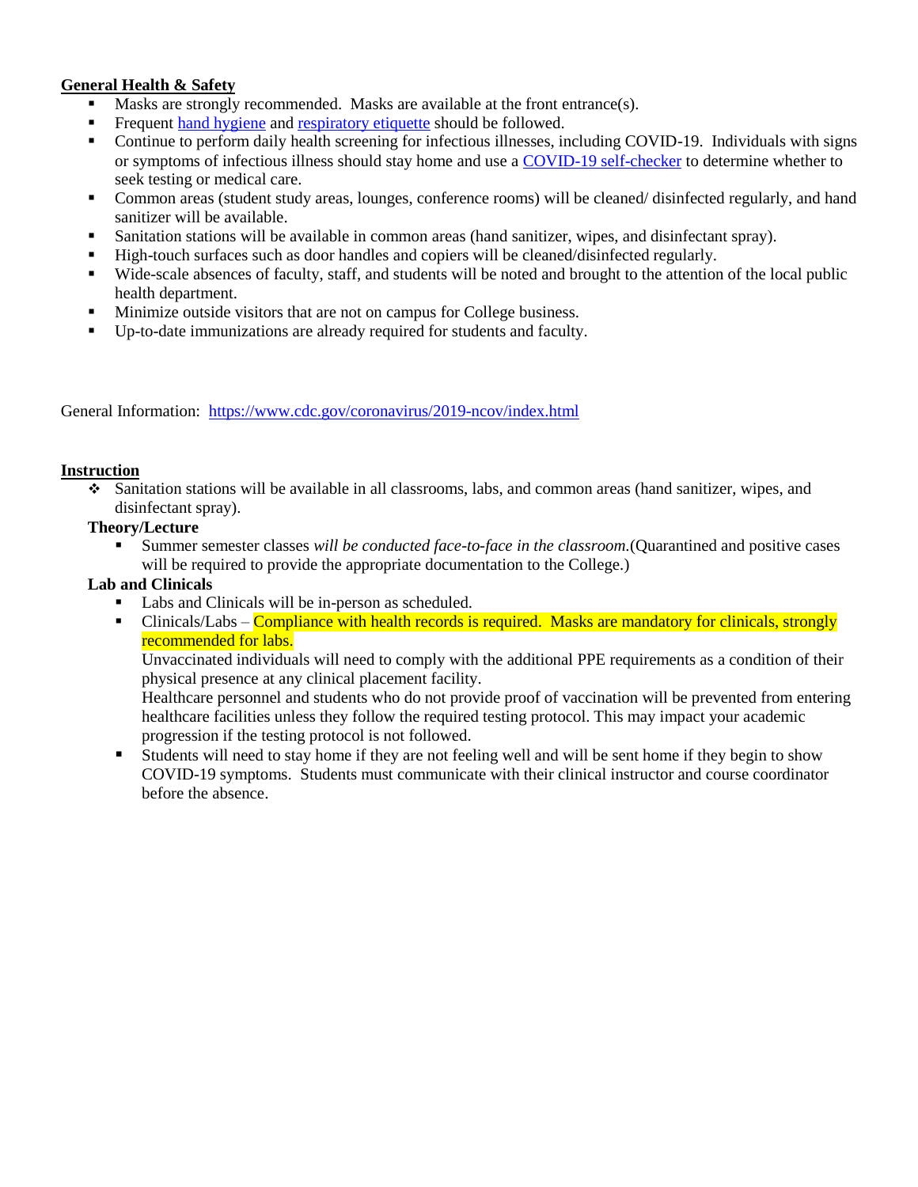**General Health & Safety**

- Masks are strongly recommended. Masks are available at the front entrance(s).
- Frequent hand hygiene and respiratory etiquette should be followed.
- Continue to perform daily health screening for infectious illnesses, including COVID-19. Individuals with signs or symptoms of infectious illness should stay home and use a COVID-19 self-checker to determine whether to seek testing or medical care.
- Common areas (student study areas, lounges, conference rooms) will be cleaned/ disinfected regularly, and hand sanitizer will be available.
- Sanitation stations will be available in common areas (hand sanitizer, wipes, and disinfectant spray).
- High-touch surfaces such as door handles and copiers will be cleaned/disinfected regularly.
- Wide-scale absences of faculty, staff, and students will be noted and brought to the attention of the local public health department.
- Minimize outside visitors that are not on campus for College business.
- Up-to-date immunizations are already required for students and faculty.

General Information: https://www.cdc.gov/coronavirus/2019-ncov/index.html

**Instruction**

- Sanitation stations will be available in all classrooms, labs, and common areas (hand sanitizer, wipes, and disinfectant spray).

**Theory/Lecture**

- Summer semester classes *will be conducted face-to-face in the classroom*.(Quarantined and positive cases will be required to provide the appropriate documentation to the College.)

**Lab and Clinicals**

- Labs and Clinicals will be in-person as scheduled.
- Clinicals/Labs – Compliance with health records is required. Masks are mandatory for clinicals, strongly recommended for labs.

  Unvaccinated individuals will need to comply with the additional PPE requirements as a condition of their physical presence at any clinical placement facility.

  Healthcare personnel and students who do not provide proof of vaccination will be prevented from entering healthcare facilities unless they follow the required testing protocol. This may impact your academic progression if the testing protocol is not followed.
- Students will need to stay home if they are not feeling well and will be sent home if they begin to show COVID-19 symptoms. Students must communicate with their clinical instructor and course coordinator before the absence.